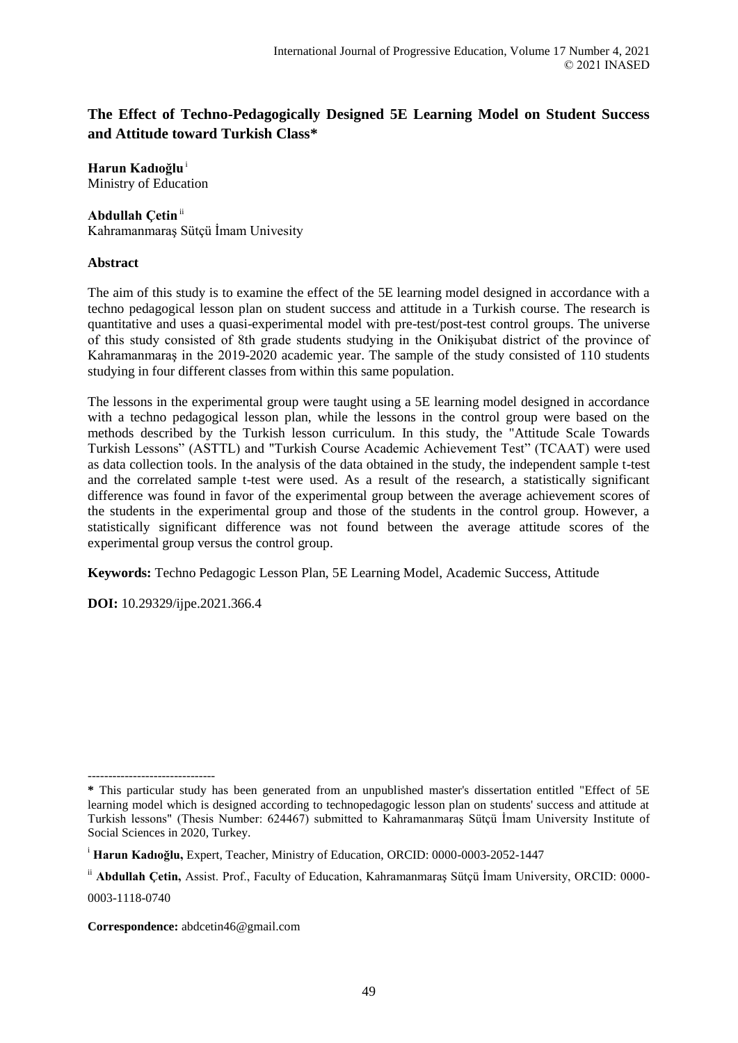# The Effect of Techno-Pedagogically Designed 5E Learning Model on Student Success and Attitude toward Turkish Class*

**Harun Kadıoğlu** [i]
Ministry of Education

**Abdullah Çetin** [ii]
Kahramanmaraş Sütçü İmam Univesity

## Abstract

The aim of this study is to examine the effect of the 5E learning model designed in accordance with a techno pedagogical lesson plan on student success and attitude in a Turkish course. The research is quantitative and uses a quasi-experimental model with pre-test/post-test control groups. The universe of this study consisted of 8th grade students studying in the Onikişubat district of the province of Kahramanmaraş in the 2019-2020 academic year. The sample of the study consisted of 110 students studying in four different classes from within this same population.

The lessons in the experimental group were taught using a 5E learning model designed in accordance with a techno pedagogical lesson plan, while the lessons in the control group were based on the methods described by the Turkish lesson curriculum. In this study, the "Attitude Scale Towards Turkish Lessons" (ASTTL) and "Turkish Course Academic Achievement Test" (TCAAT) were used as data collection tools. In the analysis of the data obtained in the study, the independent sample t-test and the correlated sample t-test were used. As a result of the research, a statistically significant difference was found in favor of the experimental group between the average achievement scores of the students in the experimental group and those of the students in the control group. However, a statistically significant difference was not found between the average attitude scores of the experimental group versus the control group.

**Keywords:** Techno Pedagogic Lesson Plan, 5E Learning Model, Academic Success, Attitude

**DOI:** 10.29329/ijpe.2021.366.4

-------------------------------

**\*** This particular study has been generated from an unpublished master's dissertation entitled "Effect of 5E learning model which is designed according to technopedagogic lesson plan on students' success and attitude at Turkish lessons" (Thesis Number: 624467) submitted to Kahramanmaraş Sütçü İmam University Institute of Social Sciences in 2020, Turkey.

[i] **Harun Kadıoğlu,** Expert, Teacher, Ministry of Education, ORCID: 0000-0003-2052-1447

[ii] **Abdullah Çetin,** Assist. Prof., Faculty of Education, Kahramanmaraş Sütçü İmam University, ORCID: 0000-0003-1118-0740

**Correspondence:** abdcetin46@gmail.com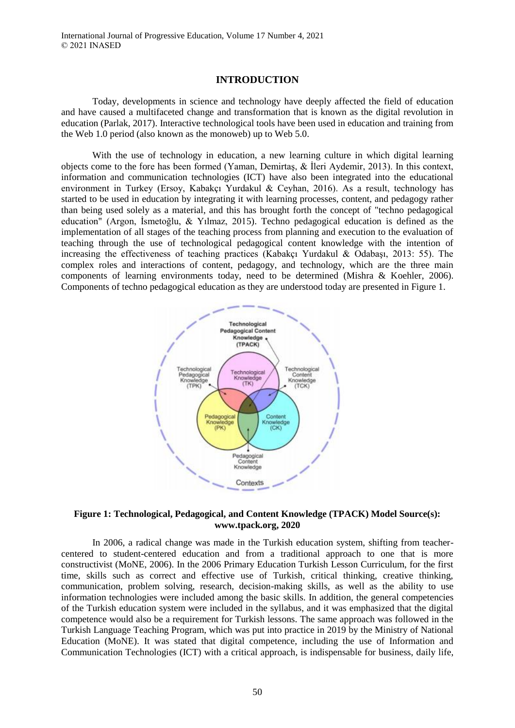## INTRODUCTION

Today, developments in science and technology have deeply affected the field of education and have caused a multifaceted change and transformation that is known as the digital revolution in education (Parlak, 2017). Interactive technological tools have been used in education and training from the Web 1.0 period (also known as the monoweb) up to Web 5.0.

With the use of technology in education, a new learning culture in which digital learning objects come to the fore has been formed (Yaman, Demirtaş, & İleri Aydemir, 2013). In this context, information and communication technologies (ICT) have also been integrated into the educational environment in Turkey (Ersoy, Kabakçı Yurdakul & Ceyhan, 2016). As a result, technology has started to be used in education by integrating it with learning processes, content, and pedagogy rather than being used solely as a material, and this has brought forth the concept of "techno pedagogical education" (Argon, İsmetoğlu, & Yılmaz, 2015). Techno pedagogical education is defined as the implementation of all stages of the teaching process from planning and execution to the evaluation of teaching through the use of technological pedagogical content knowledge with the intention of increasing the effectiveness of teaching practices (Kabakçı Yurdakul & Odabaşı, 2013: 55). The complex roles and interactions of content, pedagogy, and technology, which are the three main components of learning environments today, need to be determined (Mishra & Koehler, 2006). Components of techno pedagogical education as they are understood today are presented in Figure 1.

**Figure 1: Technological, Pedagogical, and Content Knowledge (TPACK) Model Source(s): www.tpack.org, 2020**

In 2006, a radical change was made in the Turkish education system, shifting from teacher-centered to student-centered education and from a traditional approach to one that is more constructivist (MoNE, 2006). In the 2006 Primary Education Turkish Lesson Curriculum, for the first time, skills such as correct and effective use of Turkish, critical thinking, creative thinking, communication, problem solving, research, decision-making skills, as well as the ability to use information technologies were included among the basic skills. In addition, the general competencies of the Turkish education system were included in the syllabus, and it was emphasized that the digital competence would also be a requirement for Turkish lessons. The same approach was followed in the Turkish Language Teaching Program, which was put into practice in 2019 by the Ministry of National Education (MoNE). It was stated that digital competence, including the use of Information and Communication Technologies (ICT) with a critical approach, is indispensable for business, daily life,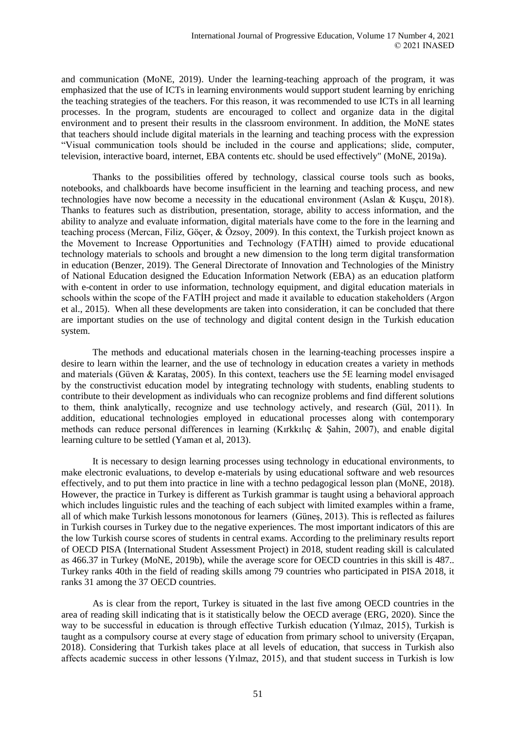and communication (MoNE, 2019). Under the learning-teaching approach of the program, it was emphasized that the use of ICTs in learning environments would support student learning by enriching the teaching strategies of the teachers. For this reason, it was recommended to use ICTs in all learning processes. In the program, students are encouraged to collect and organize data in the digital environment and to present their results in the classroom environment. In addition, the MoNE states that teachers should include digital materials in the learning and teaching process with the expression "Visual communication tools should be included in the course and applications; slide, computer, television, interactive board, internet, EBA contents etc. should be used effectively" (MoNE, 2019a).

Thanks to the possibilities offered by technology, classical course tools such as books, notebooks, and chalkboards have become insufficient in the learning and teaching process, and new technologies have now become a necessity in the educational environment (Aslan & Kuşçu, 2018). Thanks to features such as distribution, presentation, storage, ability to access information, and the ability to analyze and evaluate information, digital materials have come to the fore in the learning and teaching process (Mercan, Filiz, Göçer, & Özsoy, 2009). In this context, the Turkish project known as the Movement to Increase Opportunities and Technology (FATİH) aimed to provide educational technology materials to schools and brought a new dimension to the long term digital transformation in education (Benzer, 2019). The General Directorate of Innovation and Technologies of the Ministry of National Education designed the Education Information Network (EBA) as an education platform with e-content in order to use information, technology equipment, and digital education materials in schools within the scope of the FATİH project and made it available to education stakeholders (Argon et al., 2015). When all these developments are taken into consideration, it can be concluded that there are important studies on the use of technology and digital content design in the Turkish education system.

The methods and educational materials chosen in the learning-teaching processes inspire a desire to learn within the learner, and the use of technology in education creates a variety in methods and materials (Güven & Karataş, 2005). In this context, teachers use the 5E learning model envisaged by the constructivist education model by integrating technology with students, enabling students to contribute to their development as individuals who can recognize problems and find different solutions to them, think analytically, recognize and use technology actively, and research (Gül, 2011). In addition, educational technologies employed in educational processes along with contemporary methods can reduce personal differences in learning (Kırkkılıç & Şahin, 2007), and enable digital learning culture to be settled (Yaman et al, 2013).

It is necessary to design learning processes using technology in educational environments, to make electronic evaluations, to develop e-materials by using educational software and web resources effectively, and to put them into practice in line with a techno pedagogical lesson plan (MoNE, 2018). However, the practice in Turkey is different as Turkish grammar is taught using a behavioral approach which includes linguistic rules and the teaching of each subject with limited examples within a frame, all of which make Turkish lessons monotonous for learners (Güneş, 2013). This is reflected as failures in Turkish courses in Turkey due to the negative experiences. The most important indicators of this are the low Turkish course scores of students in central exams. According to the preliminary results report of OECD PISA (International Student Assessment Project) in 2018, student reading skill is calculated as 466.37 in Turkey (MoNE, 2019b), while the average score for OECD countries in this skill is 487.. Turkey ranks 40th in the field of reading skills among 79 countries who participated in PISA 2018, it ranks 31 among the 37 OECD countries.

As is clear from the report, Turkey is situated in the last five among OECD countries in the area of reading skill indicating that is it statistically below the OECD average (ERG, 2020). Since the way to be successful in education is through effective Turkish education (Yılmaz, 2015), Turkish is taught as a compulsory course at every stage of education from primary school to university (Erçapan, 2018). Considering that Turkish takes place at all levels of education, that success in Turkish also affects academic success in other lessons (Yılmaz, 2015), and that student success in Turkish is low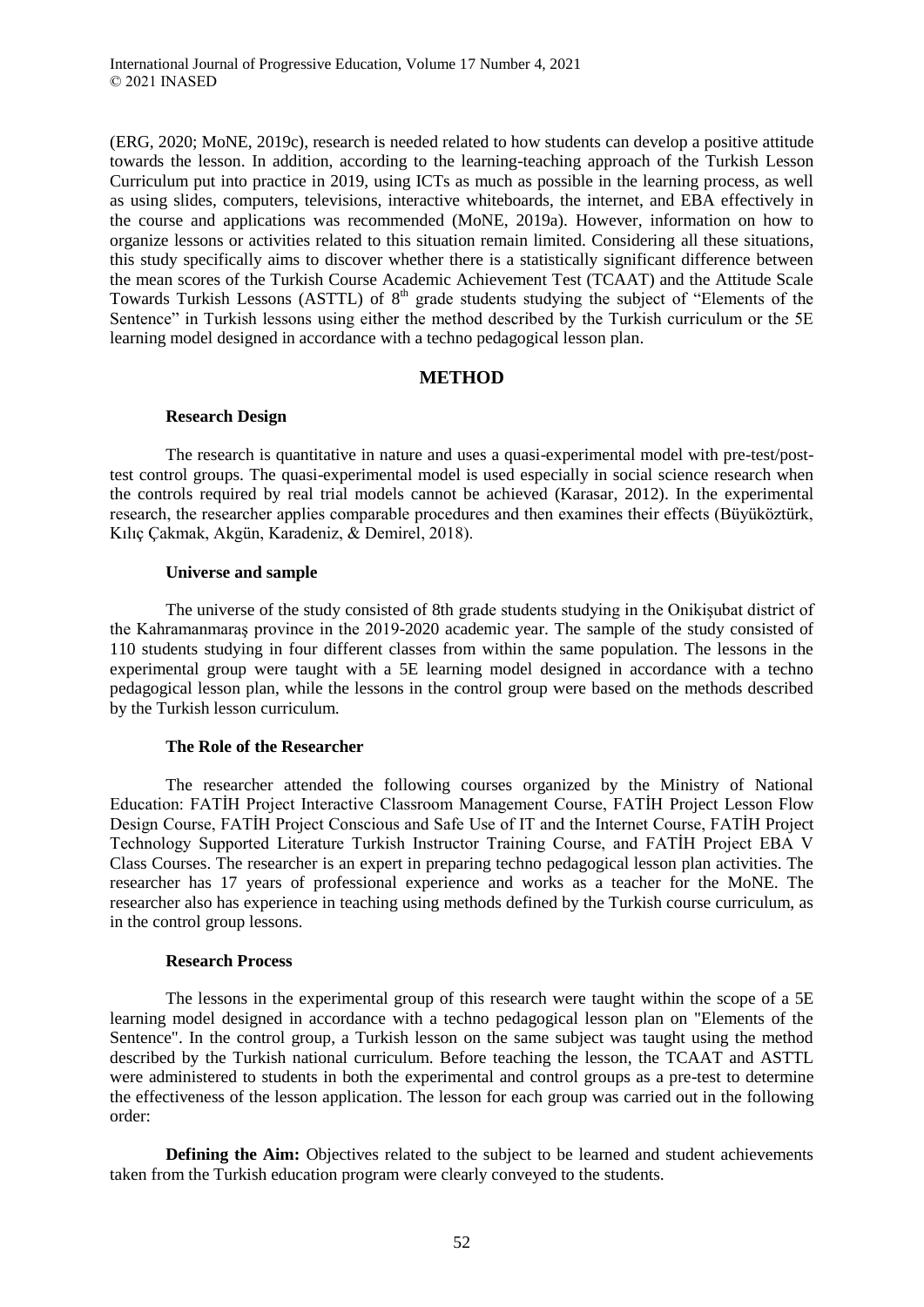(ERG, 2020; MoNE, 2019c), research is needed related to how students can develop a positive attitude towards the lesson. In addition, according to the learning-teaching approach of the Turkish Lesson Curriculum put into practice in 2019, using ICTs as much as possible in the learning process, as well as using slides, computers, televisions, interactive whiteboards, the internet, and EBA effectively in the course and applications was recommended (MoNE, 2019a). However, information on how to organize lessons or activities related to this situation remain limited. Considering all these situations, this study specifically aims to discover whether there is a statistically significant difference between the mean scores of the Turkish Course Academic Achievement Test (TCAAT) and the Attitude Scale Towards Turkish Lessons (ASTTL) of 8th grade students studying the subject of "Elements of the Sentence" in Turkish lessons using either the method described by the Turkish curriculum or the 5E learning model designed in accordance with a techno pedagogical lesson plan.

## METHOD

### Research Design

The research is quantitative in nature and uses a quasi-experimental model with pre-test/post-test control groups. The quasi-experimental model is used especially in social science research when the controls required by real trial models cannot be achieved (Karasar, 2012). In the experimental research, the researcher applies comparable procedures and then examines their effects (Büyüköztürk, Kılıç Çakmak, Akgün, Karadeniz, & Demirel, 2018).

### Universe and sample

The universe of the study consisted of 8th grade students studying in the Onikişubat district of the Kahramanmaraş province in the 2019-2020 academic year. The sample of the study consisted of 110 students studying in four different classes from within the same population. The lessons in the experimental group were taught with a 5E learning model designed in accordance with a techno pedagogical lesson plan, while the lessons in the control group were based on the methods described by the Turkish lesson curriculum.

### The Role of the Researcher

The researcher attended the following courses organized by the Ministry of National Education: FATİH Project Interactive Classroom Management Course, FATİH Project Lesson Flow Design Course, FATİH Project Conscious and Safe Use of IT and the Internet Course, FATİH Project Technology Supported Literature Turkish Instructor Training Course, and FATİH Project EBA V Class Courses. The researcher is an expert in preparing techno pedagogical lesson plan activities. The researcher has 17 years of professional experience and works as a teacher for the MoNE. The researcher also has experience in teaching using methods defined by the Turkish course curriculum, as in the control group lessons.

### Research Process

The lessons in the experimental group of this research were taught within the scope of a 5E learning model designed in accordance with a techno pedagogical lesson plan on "Elements of the Sentence". In the control group, a Turkish lesson on the same subject was taught using the method described by the Turkish national curriculum. Before teaching the lesson, the TCAAT and ASTTL were administered to students in both the experimental and control groups as a pre-test to determine the effectiveness of the lesson application. The lesson for each group was carried out in the following order:

**Defining the Aim:** Objectives related to the subject to be learned and student achievements taken from the Turkish education program were clearly conveyed to the students.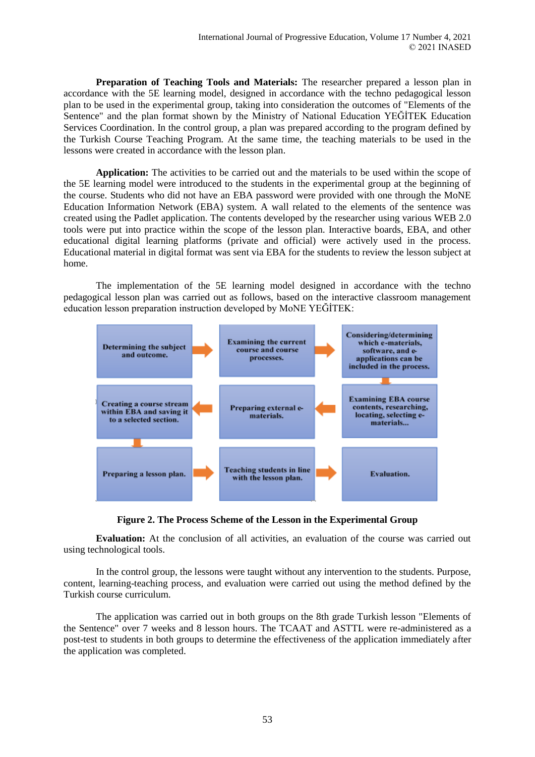**Preparation of Teaching Tools and Materials:** The researcher prepared a lesson plan in accordance with the 5E learning model, designed in accordance with the techno pedagogical lesson plan to be used in the experimental group, taking into consideration the outcomes of "Elements of the Sentence" and the plan format shown by the Ministry of National Education YEĞİTEK Education Services Coordination. In the control group, a plan was prepared according to the program defined by the Turkish Course Teaching Program. At the same time, the teaching materials to be used in the lessons were created in accordance with the lesson plan.

**Application:** The activities to be carried out and the materials to be used within the scope of the 5E learning model were introduced to the students in the experimental group at the beginning of the course. Students who did not have an EBA password were provided with one through the MoNE Education Information Network (EBA) system. A wall related to the elements of the sentence was created using the Padlet application. The contents developed by the researcher using various WEB 2.0 tools were put into practice within the scope of the lesson plan. Interactive boards, EBA, and other educational digital learning platforms (private and official) were actively used in the process. Educational material in digital format was sent via EBA for the students to review the lesson subject at home.

The implementation of the 5E learning model designed in accordance with the techno pedagogical lesson plan was carried out as follows, based on the interactive classroom management education lesson preparation instruction developed by MoNE YEĞİTEK:

1. Determining the subject and outcome.
2. Examining the current course and course processes.
3. Considering/determining which e-materials, software, and e-applications can be included in the process.
4. Examining EBA course contents, researching, locating, selecting e-materials...
5. Preparing external e-materials.
6. Creating a course stream within EBA and saving it to a selected section.
7. Preparing a lesson plan.
8. Teaching students in line with the lesson plan.
9. Evaluation.

**Figure 2. The Process Scheme of the Lesson in the Experimental Group**

**Evaluation:** At the conclusion of all activities, an evaluation of the course was carried out using technological tools.

In the control group, the lessons were taught without any intervention to the students. Purpose, content, learning-teaching process, and evaluation were carried out using the method defined by the Turkish course curriculum.

The application was carried out in both groups on the 8th grade Turkish lesson "Elements of the Sentence" over 7 weeks and 8 lesson hours. The TCAAT and ASTTL were re-administered as a post-test to students in both groups to determine the effectiveness of the application immediately after the application was completed.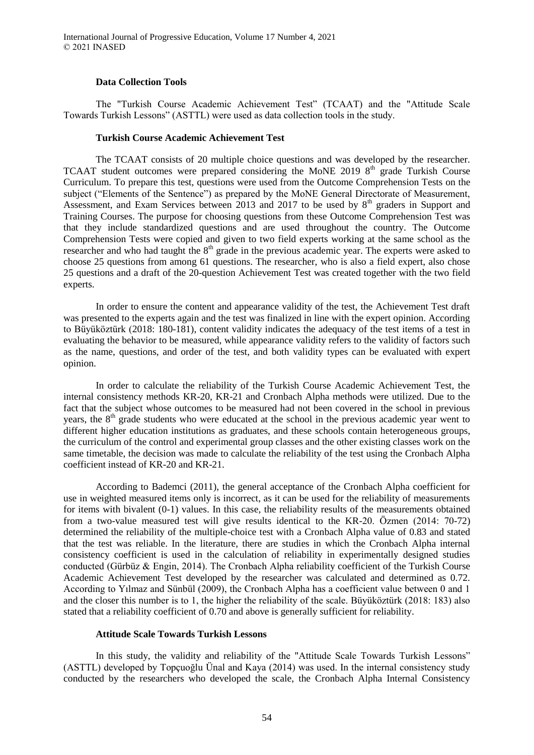### Data Collection Tools

The "Turkish Course Academic Achievement Test" (TCAAT) and the "Attitude Scale Towards Turkish Lessons" (ASTTL) were used as data collection tools in the study.

### Turkish Course Academic Achievement Test

The TCAAT consists of 20 multiple choice questions and was developed by the researcher. TCAAT student outcomes were prepared considering the MoNE 2019 8th grade Turkish Course Curriculum. To prepare this test, questions were used from the Outcome Comprehension Tests on the subject ("Elements of the Sentence") as prepared by the MoNE General Directorate of Measurement, Assessment, and Exam Services between 2013 and 2017 to be used by 8th graders in Support and Training Courses. The purpose for choosing questions from these Outcome Comprehension Test was that they include standardized questions and are used throughout the country. The Outcome Comprehension Tests were copied and given to two field experts working at the same school as the researcher and who had taught the 8th grade in the previous academic year. The experts were asked to choose 25 questions from among 61 questions. The researcher, who is also a field expert, also chose 25 questions and a draft of the 20-question Achievement Test was created together with the two field experts.

In order to ensure the content and appearance validity of the test, the Achievement Test draft was presented to the experts again and the test was finalized in line with the expert opinion. According to Büyüköztürk (2018: 180-181), content validity indicates the adequacy of the test items of a test in evaluating the behavior to be measured, while appearance validity refers to the validity of factors such as the name, questions, and order of the test, and both validity types can be evaluated with expert opinion.

In order to calculate the reliability of the Turkish Course Academic Achievement Test, the internal consistency methods KR-20, KR-21 and Cronbach Alpha methods were utilized. Due to the fact that the subject whose outcomes to be measured had not been covered in the school in previous years, the 8th grade students who were educated at the school in the previous academic year went to different higher education institutions as graduates, and these schools contain heterogeneous groups, the curriculum of the control and experimental group classes and the other existing classes work on the same timetable, the decision was made to calculate the reliability of the test using the Cronbach Alpha coefficient instead of KR-20 and KR-21.

According to Bademci (2011), the general acceptance of the Cronbach Alpha coefficient for use in weighted measured items only is incorrect, as it can be used for the reliability of measurements for items with bivalent (0-1) values. In this case, the reliability results of the measurements obtained from a two-value measured test will give results identical to the KR-20. Özmen (2014: 70-72) determined the reliability of the multiple-choice test with a Cronbach Alpha value of 0.83 and stated that the test was reliable. In the literature, there are studies in which the Cronbach Alpha internal consistency coefficient is used in the calculation of reliability in experimentally designed studies conducted (Gürbüz & Engin, 2014). The Cronbach Alpha reliability coefficient of the Turkish Course Academic Achievement Test developed by the researcher was calculated and determined as 0.72. According to Yılmaz and Sünbül (2009), the Cronbach Alpha has a coefficient value between 0 and 1 and the closer this number is to 1, the higher the reliability of the scale. Büyüköztürk (2018: 183) also stated that a reliability coefficient of 0.70 and above is generally sufficient for reliability.

### Attitude Scale Towards Turkish Lessons

In this study, the validity and reliability of the "Attitude Scale Towards Turkish Lessons" (ASTTL) developed by Topçuoğlu Ünal and Kaya (2014) was used. In the internal consistency study conducted by the researchers who developed the scale, the Cronbach Alpha Internal Consistency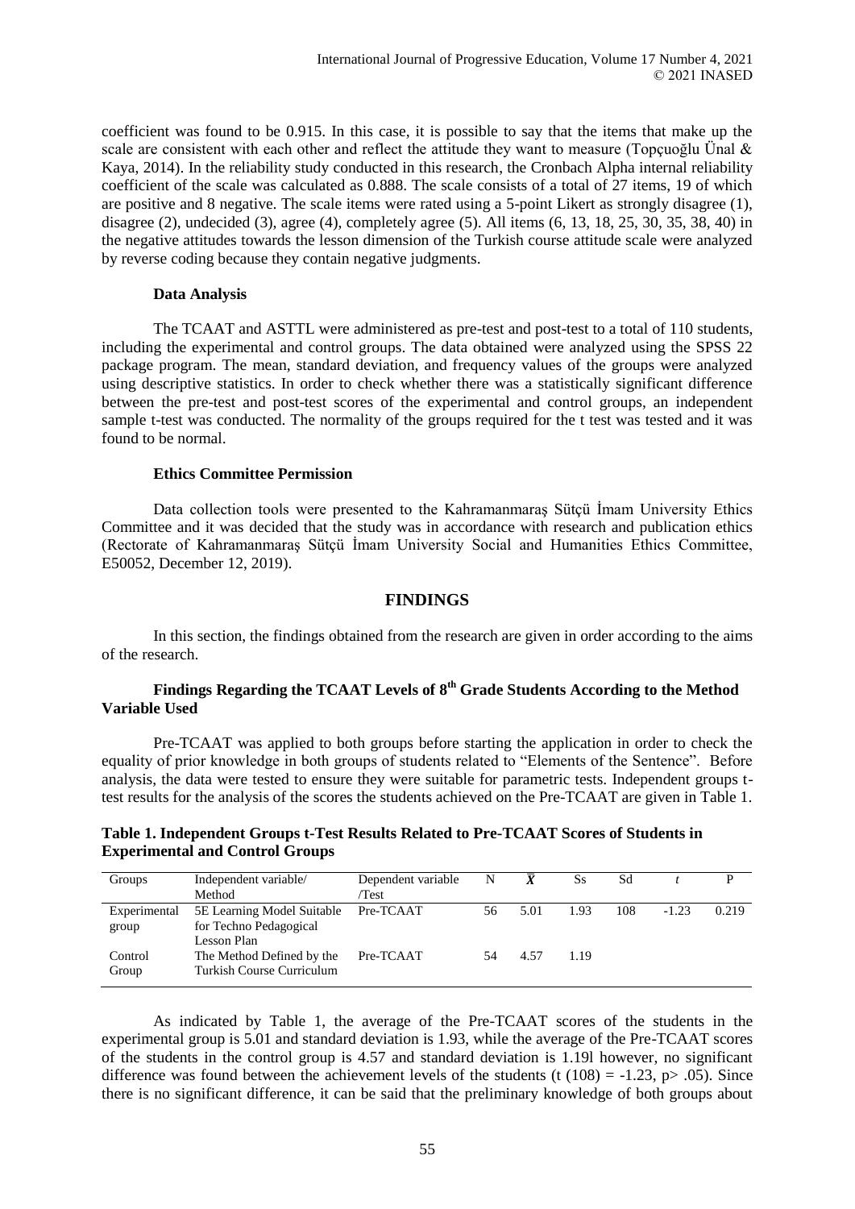coefficient was found to be 0.915. In this case, it is possible to say that the items that make up the scale are consistent with each other and reflect the attitude they want to measure (Topçuoğlu Ünal & Kaya, 2014). In the reliability study conducted in this research, the Cronbach Alpha internal reliability coefficient of the scale was calculated as 0.888. The scale consists of a total of 27 items, 19 of which are positive and 8 negative. The scale items were rated using a 5-point Likert as strongly disagree (1), disagree (2), undecided (3), agree (4), completely agree (5). All items (6, 13, 18, 25, 30, 35, 38, 40) in the negative attitudes towards the lesson dimension of the Turkish course attitude scale were analyzed by reverse coding because they contain negative judgments.

### Data Analysis

The TCAAT and ASTTL were administered as pre-test and post-test to a total of 110 students, including the experimental and control groups. The data obtained were analyzed using the SPSS 22 package program. The mean, standard deviation, and frequency values of the groups were analyzed using descriptive statistics. In order to check whether there was a statistically significant difference between the pre-test and post-test scores of the experimental and control groups, an independent sample t-test was conducted. The normality of the groups required for the t test was tested and it was found to be normal.

### Ethics Committee Permission

Data collection tools were presented to the Kahramanmaraş Sütçü İmam University Ethics Committee and it was decided that the study was in accordance with research and publication ethics (Rectorate of Kahramanmaraş Sütçü İmam University Social and Humanities Ethics Committee, E50052, December 12, 2019).

## FINDINGS

In this section, the findings obtained from the research are given in order according to the aims of the research.

### Findings Regarding the TCAAT Levels of 8th Grade Students According to the Method Variable Used

Pre-TCAAT was applied to both groups before starting the application in order to check the equality of prior knowledge in both groups of students related to "Elements of the Sentence". Before analysis, the data were tested to ensure they were suitable for parametric tests. Independent groups t-test results for the analysis of the scores the students achieved on the Pre-TCAAT are given in Table 1.

**Table 1. Independent Groups t-Test Results Related to Pre-TCAAT Scores of Students in Experimental and Control Groups**

| Groups | Independent variable/ Method | Dependent variable /Test | N | $\bar{X}$ | Ss | Sd | $t$ | P |
|---|---|---|---|---|---|---|---|---|
| Experimental group | 5E Learning Model Suitable for Techno Pedagogical Lesson Plan | Pre-TCAAT | 56 | 5.01 | 1.93 | 108 | -1.23 | 0.219 |
| Control Group | The Method Defined by the Turkish Course Curriculum | Pre-TCAAT | 54 | 4.57 | 1.19 | | | |

As indicated by Table 1, the average of the Pre-TCAAT scores of the students in the experimental group is 5.01 and standard deviation is 1.93, while the average of the Pre-TCAAT scores of the students in the control group is 4.57 and standard deviation is 1.19l however, no significant difference was found between the achievement levels of the students ($t(108) = -1.23$, $p > .05$). Since there is no significant difference, it can be said that the preliminary knowledge of both groups about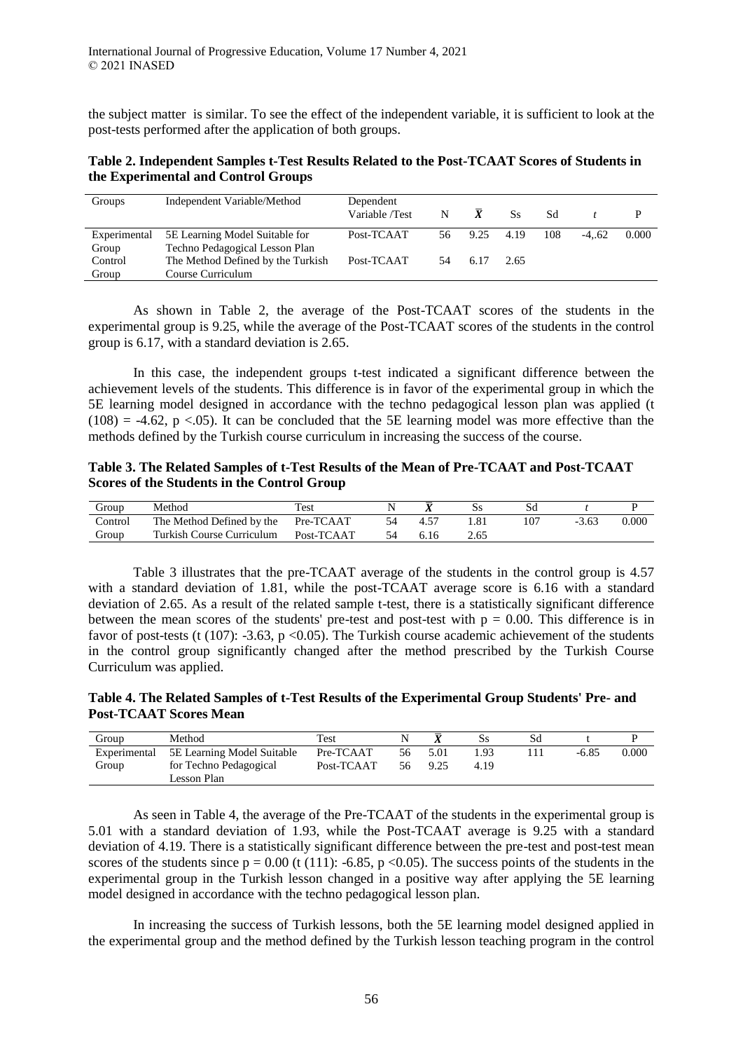the subject matter is similar. To see the effect of the independent variable, it is sufficient to look at the post-tests performed after the application of both groups.

**Table 2. Independent Samples t-Test Results Related to the Post-TCAAT Scores of Students in the Experimental and Control Groups**

| Groups | Independent Variable/Method | Dependent Variable /Test | N | $\bar{X}$ | Ss | Sd | *t* | P |
|---|---|---|---|---|---|---|---|---|
| Experimental Group | 5E Learning Model Suitable for Techno Pedagogical Lesson Plan | Post-TCAAT | 56 | 9.25 | 4.19 | 108 | -4,.62 | 0.000 |
| Control Group | The Method Defined by the Turkish Course Curriculum | Post-TCAAT | 54 | 6.17 | 2.65 | | | |

As shown in Table 2, the average of the Post-TCAAT scores of the students in the experimental group is 9.25, while the average of the Post-TCAAT scores of the students in the control group is 6.17, with a standard deviation is 2.65.

In this case, the independent groups t-test indicated a significant difference between the achievement levels of the students. This difference is in favor of the experimental group in which the 5E learning model designed in accordance with the techno pedagogical lesson plan was applied ($t(108) = -4.62$, $p < .05$). It can be concluded that the 5E learning model was more effective than the methods defined by the Turkish course curriculum in increasing the success of the course.

**Table 3. The Related Samples of t-Test Results of the Mean of Pre-TCAAT and Post-TCAAT Scores of the Students in the Control Group**

| Group | Method | Test | N | $\bar{X}$ | Ss | Sd | *t* | P |
|---|---|---|---|---|---|---|---|---|
| Control Group | The Method Defined by the Turkish Course Curriculum | Pre-TCAAT | 54 | 4.57 | 1.81 | 107 | -3.63 | 0.000 |
| | | Post-TCAAT | 54 | 6.16 | 2.65 | | | |

Table 3 illustrates that the pre-TCAAT average of the students in the control group is 4.57 with a standard deviation of 1.81, while the post-TCAAT average score is 6.16 with a standard deviation of 2.65. As a result of the related sample t-test, there is a statistically significant difference between the mean scores of the students' pre-test and post-test with $p = 0.00$. This difference is in favor of post-tests ($t(107)$: -3.63, $p < 0.05$). The Turkish course academic achievement of the students in the control group significantly changed after the method prescribed by the Turkish Course Curriculum was applied.

**Table 4. The Related Samples of t-Test Results of the Experimental Group Students' Pre- and Post-TCAAT Scores Mean**

| Group | Method | Test | N | $\bar{X}$ | Ss | Sd | t | P |
|---|---|---|---|---|---|---|---|---|
| Experimental Group | 5E Learning Model Suitable for Techno Pedagogical Lesson Plan | Pre-TCAAT | 56 | 5.01 | 1.93 | 111 | -6.85 | 0.000 |
| | | Post-TCAAT | 56 | 9.25 | 4.19 | | | |

As seen in Table 4, the average of the Pre-TCAAT of the students in the experimental group is 5.01 with a standard deviation of 1.93, while the Post-TCAAT average is 9.25 with a standard deviation of 4.19. There is a statistically significant difference between the pre-test and post-test mean scores of the students since $p = 0.00$ ($t(111)$: -6.85, $p < 0.05$). The success points of the students in the experimental group in the Turkish lesson changed in a positive way after applying the 5E learning model designed in accordance with the techno pedagogical lesson plan.

In increasing the success of Turkish lessons, both the 5E learning model designed applied in the experimental group and the method defined by the Turkish lesson teaching program in the control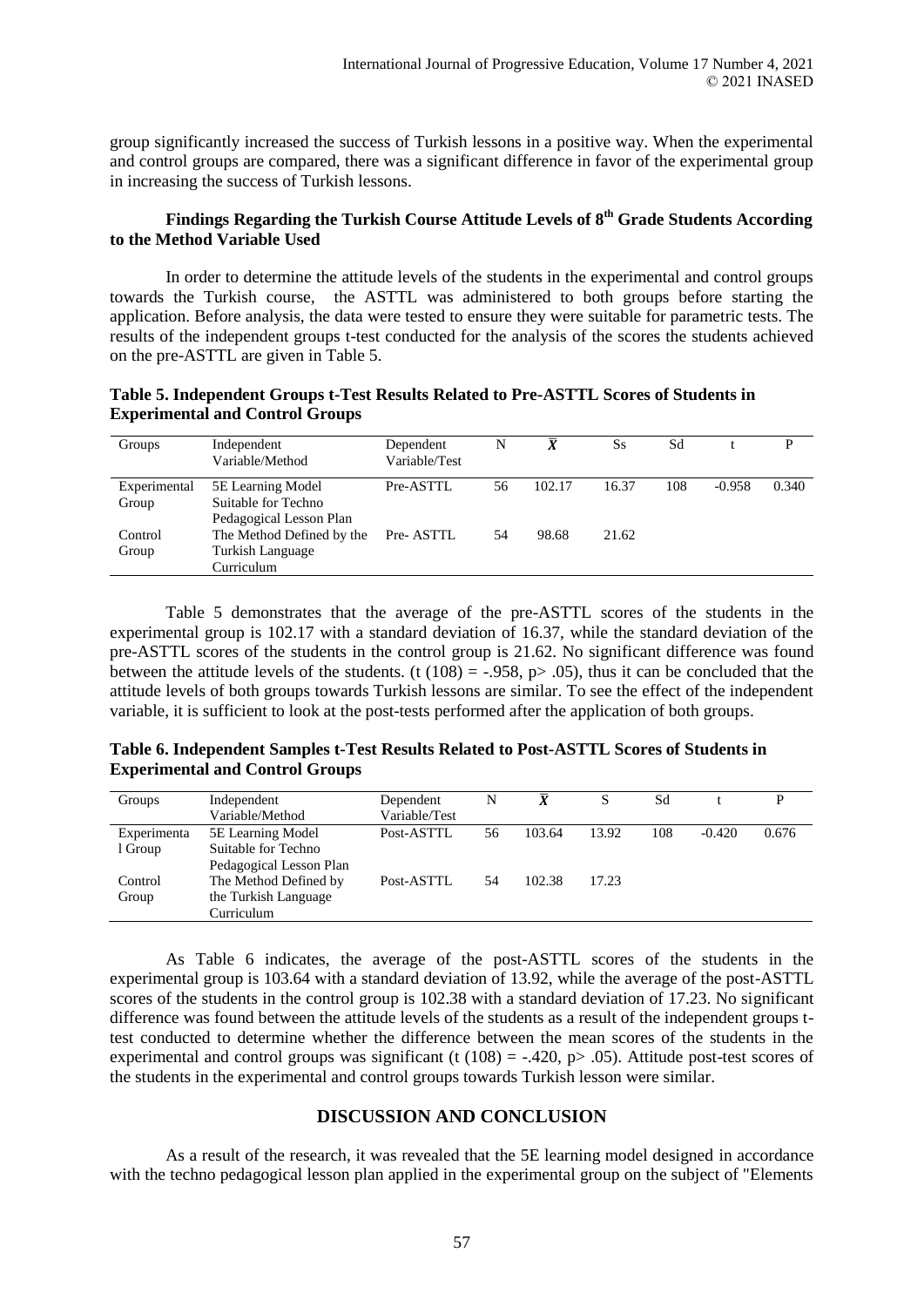group significantly increased the success of Turkish lessons in a positive way. When the experimental and control groups are compared, there was a significant difference in favor of the experimental group in increasing the success of Turkish lessons.

### Findings Regarding the Turkish Course Attitude Levels of 8th Grade Students According to the Method Variable Used

In order to determine the attitude levels of the students in the experimental and control groups towards the Turkish course, the ASTTL was administered to both groups before starting the application. Before analysis, the data were tested to ensure they were suitable for parametric tests. The results of the independent groups t-test conducted for the analysis of the scores the students achieved on the pre-ASTTL are given in Table 5.

**Table 5. Independent Groups t-Test Results Related to Pre-ASTTL Scores of Students in Experimental and Control Groups**

| Groups | Independent Variable/Method | Dependent Variable/Test | N | $\bar{X}$ | Ss | Sd | t | P |
|---|---|---|---|---|---|---|---|---|
| Experimental Group | 5E Learning Model Suitable for Techno Pedagogical Lesson Plan | Pre-ASTTL | 56 | 102.17 | 16.37 | 108 | -0.958 | 0.340 |
| Control Group | The Method Defined by the Turkish Language Curriculum | Pre- ASTTL | 54 | 98.68 | 21.62 | | | |

Table 5 demonstrates that the average of the pre-ASTTL scores of the students in the experimental group is 102.17 with a standard deviation of 16.37, while the standard deviation of the pre-ASTTL scores of the students in the control group is 21.62. No significant difference was found between the attitude levels of the students. ($t(108) = -.958$, $p > .05$), thus it can be concluded that the attitude levels of both groups towards Turkish lessons are similar. To see the effect of the independent variable, it is sufficient to look at the post-tests performed after the application of both groups.

**Table 6. Independent Samples t-Test Results Related to Post-ASTTL Scores of Students in Experimental and Control Groups**

| Groups | Independent Variable/Method | Dependent Variable/Test | N | $\bar{X}$ | S | Sd | t | P |
|---|---|---|---|---|---|---|---|---|
| Experimental Group | 5E Learning Model Suitable for Techno Pedagogical Lesson Plan | Post-ASTTL | 56 | 103.64 | 13.92 | 108 | -0.420 | 0.676 |
| Control Group | The Method Defined by the Turkish Language Curriculum | Post-ASTTL | 54 | 102.38 | 17.23 | | | |

As Table 6 indicates, the average of the post-ASTTL scores of the students in the experimental group is 103.64 with a standard deviation of 13.92, while the average of the post-ASTTL scores of the students in the control group is 102.38 with a standard deviation of 17.23. No significant difference was found between the attitude levels of the students as a result of the independent groups t-test conducted to determine whether the difference between the mean scores of the students in the experimental and control groups was significant ($t(108) = -.420$, $p > .05$). Attitude post-test scores of the students in the experimental and control groups towards Turkish lesson were similar.

## DISCUSSION AND CONCLUSION

As a result of the research, it was revealed that the 5E learning model designed in accordance with the techno pedagogical lesson plan applied in the experimental group on the subject of "Elements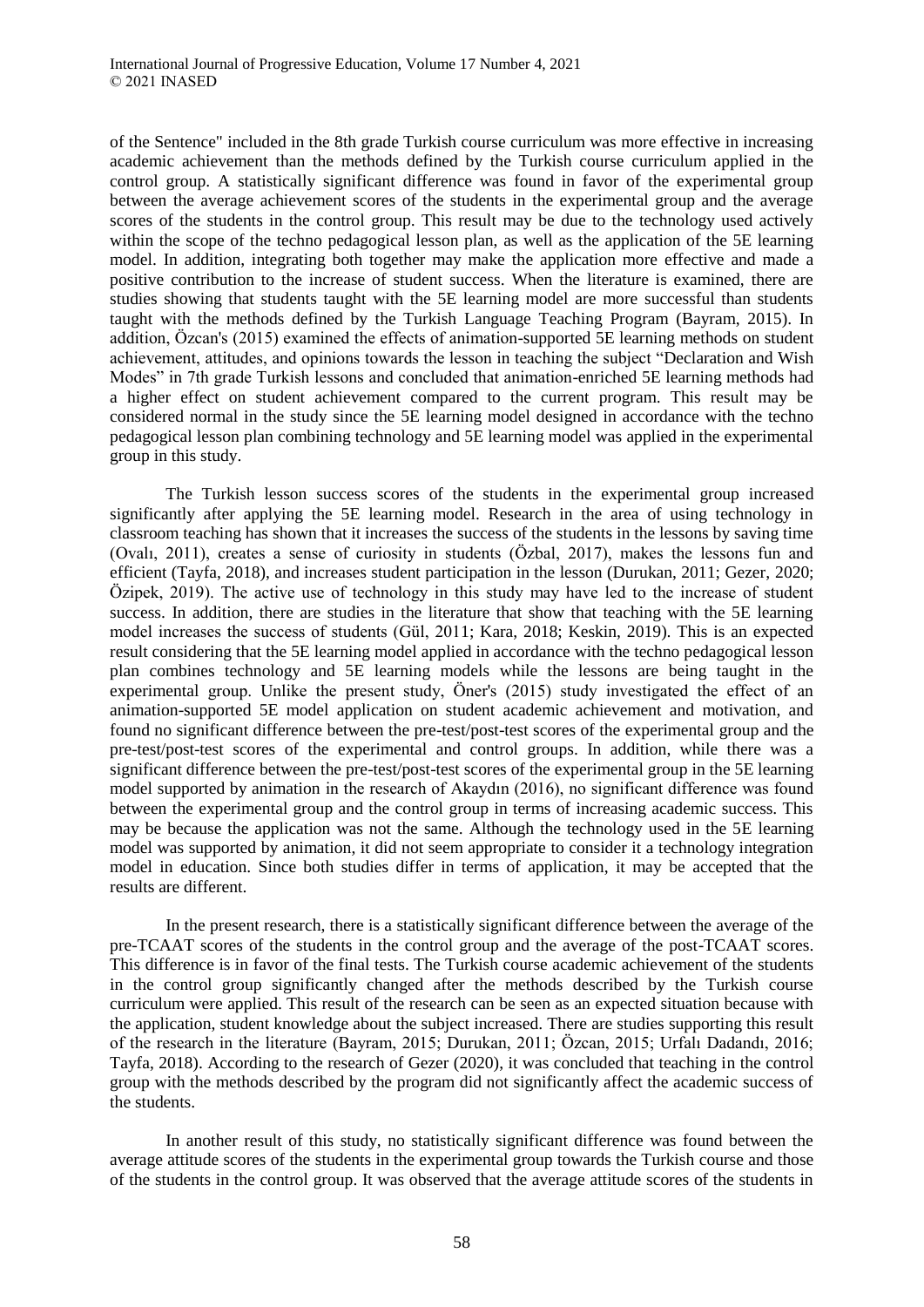of the Sentence" included in the 8th grade Turkish course curriculum was more effective in increasing academic achievement than the methods defined by the Turkish course curriculum applied in the control group. A statistically significant difference was found in favor of the experimental group between the average achievement scores of the students in the experimental group and the average scores of the students in the control group. This result may be due to the technology used actively within the scope of the techno pedagogical lesson plan, as well as the application of the 5E learning model. In addition, integrating both together may make the application more effective and made a positive contribution to the increase of student success. When the literature is examined, there are studies showing that students taught with the 5E learning model are more successful than students taught with the methods defined by the Turkish Language Teaching Program (Bayram, 2015). In addition, Özcan's (2015) examined the effects of animation-supported 5E learning methods on student achievement, attitudes, and opinions towards the lesson in teaching the subject "Declaration and Wish Modes" in 7th grade Turkish lessons and concluded that animation-enriched 5E learning methods had a higher effect on student achievement compared to the current program. This result may be considered normal in the study since the 5E learning model designed in accordance with the techno pedagogical lesson plan combining technology and 5E learning model was applied in the experimental group in this study.

The Turkish lesson success scores of the students in the experimental group increased significantly after applying the 5E learning model. Research in the area of using technology in classroom teaching has shown that it increases the success of the students in the lessons by saving time (Ovalı, 2011), creates a sense of curiosity in students (Özbal, 2017), makes the lessons fun and efficient (Tayfa, 2018), and increases student participation in the lesson (Durukan, 2011; Gezer, 2020; Özipek, 2019). The active use of technology in this study may have led to the increase of student success. In addition, there are studies in the literature that show that teaching with the 5E learning model increases the success of students (Gül, 2011; Kara, 2018; Keskin, 2019). This is an expected result considering that the 5E learning model applied in accordance with the techno pedagogical lesson plan combines technology and 5E learning models while the lessons are being taught in the experimental group. Unlike the present study, Öner's (2015) study investigated the effect of an animation-supported 5E model application on student academic achievement and motivation, and found no significant difference between the pre-test/post-test scores of the experimental group and the pre-test/post-test scores of the experimental and control groups. In addition, while there was a significant difference between the pre-test/post-test scores of the experimental group in the 5E learning model supported by animation in the research of Akaydın (2016), no significant difference was found between the experimental group and the control group in terms of increasing academic success. This may be because the application was not the same. Although the technology used in the 5E learning model was supported by animation, it did not seem appropriate to consider it a technology integration model in education. Since both studies differ in terms of application, it may be accepted that the results are different.

In the present research, there is a statistically significant difference between the average of the pre-TCAAT scores of the students in the control group and the average of the post-TCAAT scores. This difference is in favor of the final tests. The Turkish course academic achievement of the students in the control group significantly changed after the methods described by the Turkish course curriculum were applied. This result of the research can be seen as an expected situation because with the application, student knowledge about the subject increased. There are studies supporting this result of the research in the literature (Bayram, 2015; Durukan, 2011; Özcan, 2015; Urfalı Dadandı, 2016; Tayfa, 2018). According to the research of Gezer (2020), it was concluded that teaching in the control group with the methods described by the program did not significantly affect the academic success of the students.

In another result of this study, no statistically significant difference was found between the average attitude scores of the students in the experimental group towards the Turkish course and those of the students in the control group. It was observed that the average attitude scores of the students in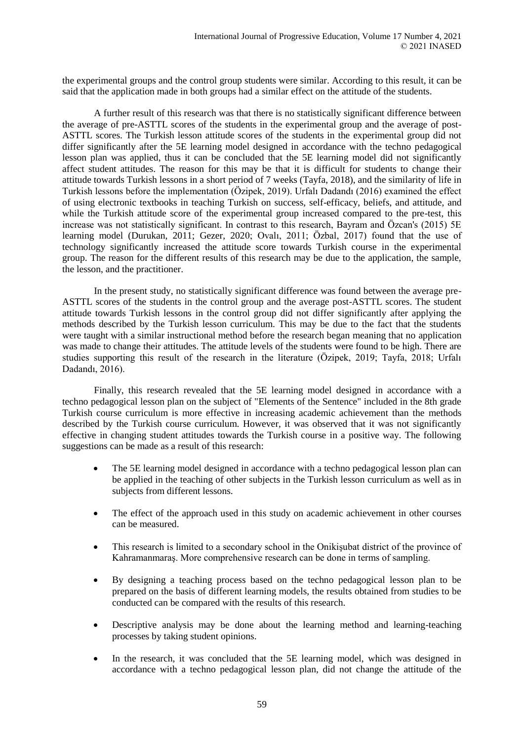the experimental groups and the control group students were similar. According to this result, it can be said that the application made in both groups had a similar effect on the attitude of the students.

A further result of this research was that there is no statistically significant difference between the average of pre-ASTTL scores of the students in the experimental group and the average of post-ASTTL scores. The Turkish lesson attitude scores of the students in the experimental group did not differ significantly after the 5E learning model designed in accordance with the techno pedagogical lesson plan was applied, thus it can be concluded that the 5E learning model did not significantly affect student attitudes. The reason for this may be that it is difficult for students to change their attitude towards Turkish lessons in a short period of 7 weeks (Tayfa, 2018), and the similarity of life in Turkish lessons before the implementation (Özipek, 2019). Urfalı Dadandı (2016) examined the effect of using electronic textbooks in teaching Turkish on success, self-efficacy, beliefs, and attitude, and while the Turkish attitude score of the experimental group increased compared to the pre-test, this increase was not statistically significant. In contrast to this research, Bayram and Özcan's (2015) 5E learning model (Durukan, 2011; Gezer, 2020; Ovalı, 2011; Özbal, 2017) found that the use of technology significantly increased the attitude score towards Turkish course in the experimental group. The reason for the different results of this research may be due to the application, the sample, the lesson, and the practitioner.

In the present study, no statistically significant difference was found between the average pre-ASTTL scores of the students in the control group and the average post-ASTTL scores. The student attitude towards Turkish lessons in the control group did not differ significantly after applying the methods described by the Turkish lesson curriculum. This may be due to the fact that the students were taught with a similar instructional method before the research began meaning that no application was made to change their attitudes. The attitude levels of the students were found to be high. There are studies supporting this result of the research in the literature (Özipek, 2019; Tayfa, 2018; Urfalı Dadandı, 2016).

Finally, this research revealed that the 5E learning model designed in accordance with a techno pedagogical lesson plan on the subject of "Elements of the Sentence" included in the 8th grade Turkish course curriculum is more effective in increasing academic achievement than the methods described by the Turkish course curriculum. However, it was observed that it was not significantly effective in changing student attitudes towards the Turkish course in a positive way. The following suggestions can be made as a result of this research:

- The 5E learning model designed in accordance with a techno pedagogical lesson plan can be applied in the teaching of other subjects in the Turkish lesson curriculum as well as in subjects from different lessons.
- The effect of the approach used in this study on academic achievement in other courses can be measured.
- This research is limited to a secondary school in the Onikişubat district of the province of Kahramanmaraş. More comprehensive research can be done in terms of sampling.
- By designing a teaching process based on the techno pedagogical lesson plan to be prepared on the basis of different learning models, the results obtained from studies to be conducted can be compared with the results of this research.
- Descriptive analysis may be done about the learning method and learning-teaching processes by taking student opinions.
- In the research, it was concluded that the 5E learning model, which was designed in accordance with a techno pedagogical lesson plan, did not change the attitude of the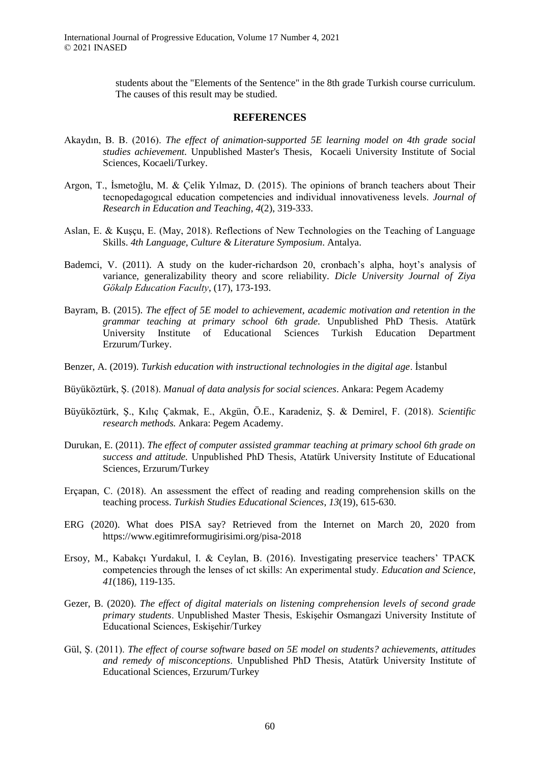students about the "Elements of the Sentence" in the 8th grade Turkish course curriculum. The causes of this result may be studied.

## REFERENCES

Akaydın, B. B. (2016). *The effect of animation-supported 5E learning model on 4th grade social studies achievement.* Unpublished Master's Thesis, Kocaeli University Institute of Social Sciences, Kocaeli/Turkey.

Argon, T., İsmetoğlu, M. & Çelik Yılmaz, D. (2015). The opinions of branch teachers about Their tecnopedagogıcal education competencies and individual innovativeness levels. *Journal of Research in Education and Teaching*, *4*(2), 319-333.

Aslan, E. & Kuşçu, E. (May, 2018). Reflections of New Technologies on the Teaching of Language Skills. *4th Language, Culture & Literature Symposium*. Antalya.

Bademci, V. (2011). A study on the kuder-richardson 20, cronbach's alpha, hoyt's analysis of variance, generalizability theory and score reliability. *Dicle University Journal of Ziya Gökalp Education Faculty*, (17), 173-193.

Bayram, B. (2015). *The effect of 5E model to achievement, academic motivation and retention in the grammar teaching at primary school 6th grade*. Unpublished PhD Thesis. Atatürk University Institute of Educational Sciences Turkish Education Department Erzurum/Turkey.

Benzer, A. (2019). *Turkish education with instructional technologies in the digital age*. İstanbul

Büyüköztürk, Ş. (2018). *Manual of data analysis for social sciences*. Ankara: Pegem Academy

Büyüköztürk, Ş., Kılıç Çakmak, E., Akgün, Ö.E., Karadeniz, Ş. & Demirel, F. (2018). *Scientific research methods.* Ankara: Pegem Academy.

Durukan, E. (2011). *The effect of computer assisted grammar teaching at primary school 6th grade on success and attitude.* Unpublished PhD Thesis, Atatürk University Institute of Educational Sciences, Erzurum/Turkey

Erçapan, C. (2018). An assessment the effect of reading and reading comprehension skills on the teaching process. *Turkish Studies Educational Sciences*, *13*(19), 615-630.

ERG (2020). What does PISA say? Retrieved from the Internet on March 20, 2020 from https://www.egitimreformugirisimi.org/pisa-2018

Ersoy, M., Kabakçı Yurdakul, I. & Ceylan, B. (2016). Investigating preservice teachers' TPACK competencies through the lenses of ıct skills: An experimental study. *Education and Science*, *41*(186), 119-135.

Gezer, B. (2020). *The effect of digital materials on listening comprehension levels of second grade primary students*. Unpublished Master Thesis, Eskişehir Osmangazi University Institute of Educational Sciences, Eskişehir/Turkey

Gül, Ş. (2011). *The effect of course software based on 5E model on students? achievements, attitudes and remedy of misconceptions*. Unpublished PhD Thesis, Atatürk University Institute of Educational Sciences, Erzurum/Turkey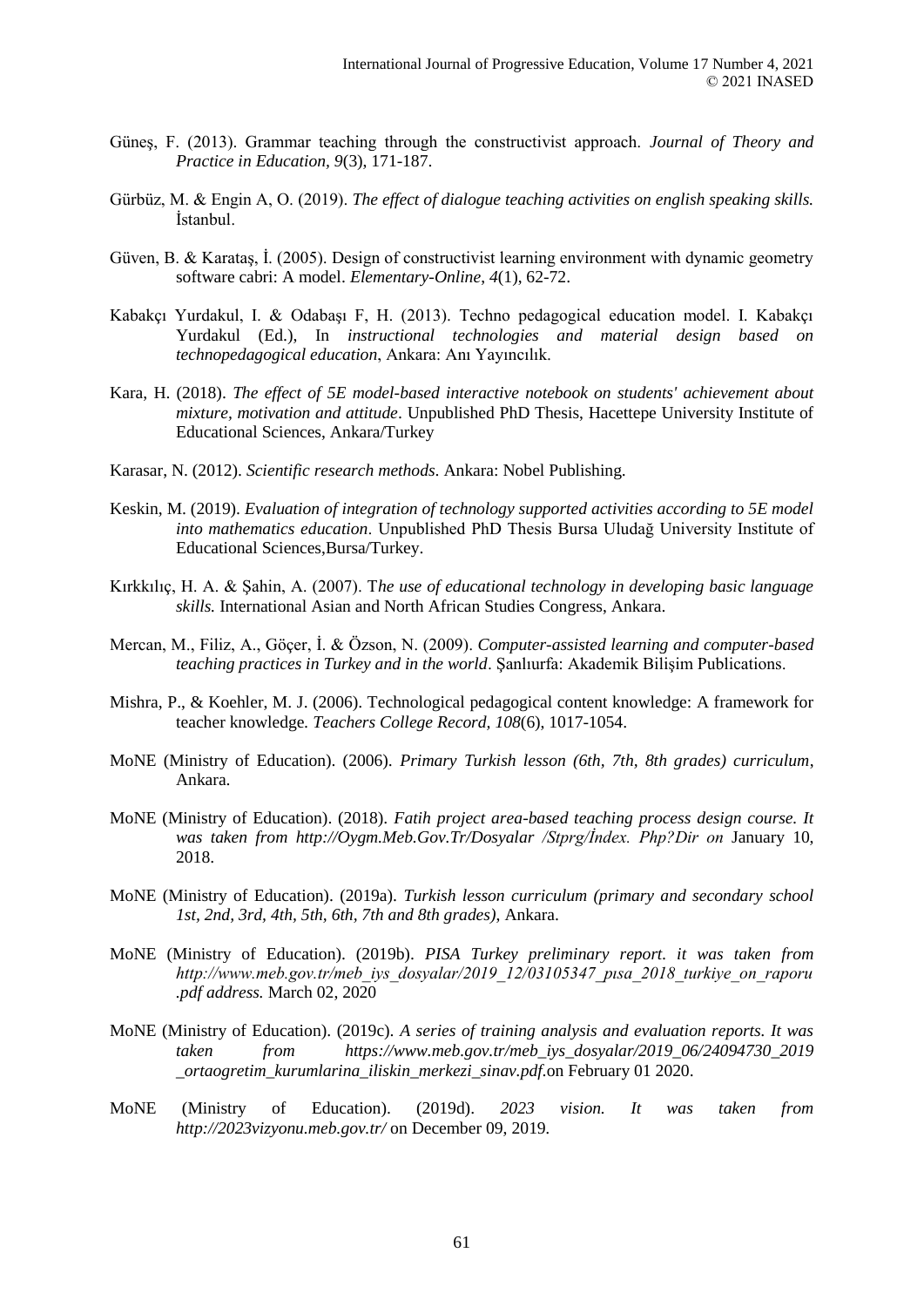Güneş, F. (2013). Grammar teaching through the constructivist approach. *Journal of Theory and Practice in Education, 9*(3), 171-187.

Gürbüz, M. & Engin A, O. (2019). *The effect of dialogue teaching activities on english speaking skills.* İstanbul.

Güven, B. & Karataş, İ. (2005). Design of constructivist learning environment with dynamic geometry software cabri: A model. *Elementary-Online*, *4*(1), 62-72.

Kabakçı Yurdakul, I. & Odabaşı F, H. (2013). Techno pedagogical education model. I. Kabakçı Yurdakul (Ed.), In *instructional technologies and material design based on technopedagogical education*, Ankara: Anı Yayıncılık.

Kara, H. (2018). *The effect of 5E model-based interactive notebook on students' achievement about mixture, motivation and attitude*. Unpublished PhD Thesis, Hacettepe University Institute of Educational Sciences, Ankara/Turkey

Karasar, N. (2012). *Scientific research methods.* Ankara: Nobel Publishing.

Keskin, M. (2019). *Evaluation of integration of technology supported activities according to 5E model into mathematics education*. Unpublished PhD Thesis Bursa Uludağ University Institute of Educational Sciences,Bursa/Turkey.

Kırkkılıç, H. A. & Şahin, A. (2007). T*he use of educational technology in developing basic language skills.* International Asian and North African Studies Congress, Ankara.

Mercan, M., Filiz, A., Göçer, İ. & Özson, N. (2009). *Computer-assisted learning and computer-based teaching practices in Turkey and in the world*. Şanlıurfa: Akademik Bilişim Publications.

Mishra, P., & Koehler, M. J. (2006). Technological pedagogical content knowledge: A framework for teacher knowledge. *Teachers College Record, 108*(6), 1017-1054.

MoNE (Ministry of Education). (2006). *Primary Turkish lesson (6th, 7th, 8th grades) curriculum*, Ankara.

MoNE (Ministry of Education). (2018). *Fatih project area-based teaching process design course. It was taken from http://Oygm.Meb.Gov.Tr/Dosyalar /Stprg/İndex. Php?Dir on* January 10, 2018.

MoNE (Ministry of Education). (2019a). *Turkish lesson curriculum (primary and secondary school 1st, 2nd, 3rd, 4th, 5th, 6th, 7th and 8th grades)*, Ankara.

MoNE (Ministry of Education). (2019b). *PISA Turkey preliminary report. it was taken from http://www.meb.gov.tr/meb_iys_dosyalar/2019_12/03105347_pısa_2018_turkiye_on_raporu .pdf address.* March 02, 2020

MoNE (Ministry of Education). (2019c). *A series of training analysis and evaluation reports. It was taken from https://www.meb.gov.tr/meb_iys_dosyalar/2019_06/24094730_2019 _ortaogretim_kurumlarina_iliskin_merkezi_sinav.pdf*.on February 01 2020.

MoNE (Ministry of Education). (2019d). *2023 vision. It was taken from http://2023vizyonu.meb.gov.tr/* on December 09, 2019.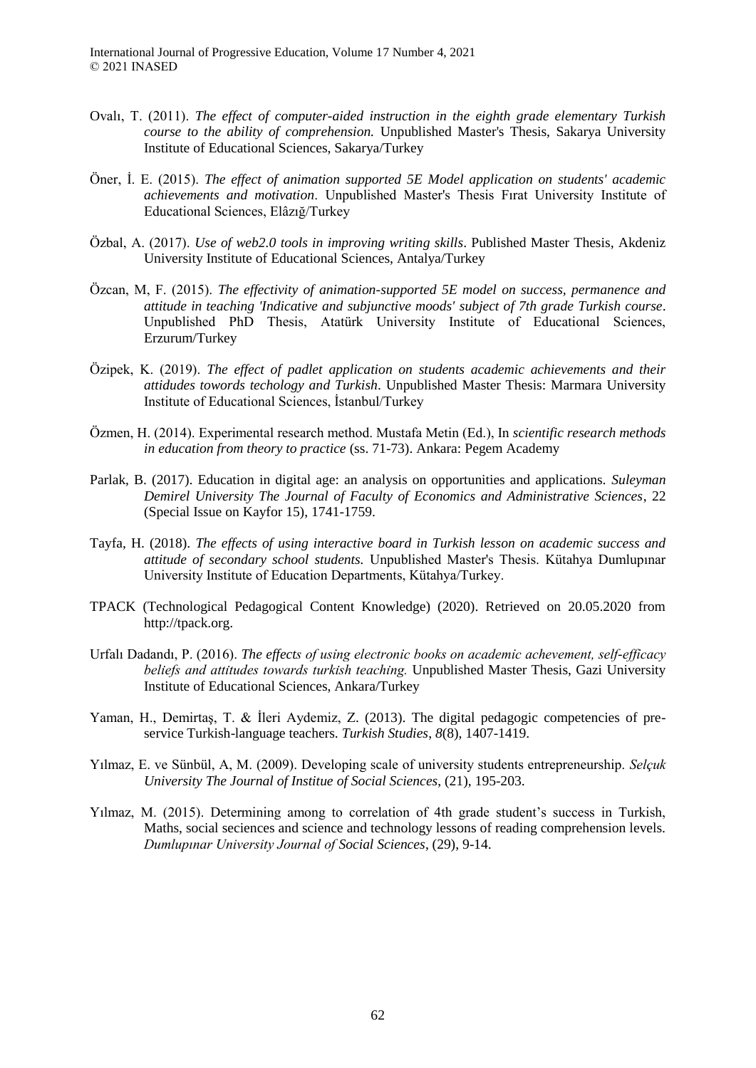Ovalı, T. (2011). *The effect of computer-aided instruction in the eighth grade elementary Turkish course to the ability of comprehension.* Unpublished Master's Thesis, Sakarya University Institute of Educational Sciences, Sakarya/Turkey

Öner, İ. E. (2015). *The effect of animation supported 5E Model application on students' academic achievements and motivation*. Unpublished Master's Thesis Fırat University Institute of Educational Sciences, Elâzığ/Turkey

Özbal, A. (2017). *Use of web2.0 tools in improving writing skills*. Published Master Thesis, Akdeniz University Institute of Educational Sciences, Antalya/Turkey

Özcan, M, F. (2015). *The effectivity of animation-supported 5E model on success, permanence and attitude in teaching 'Indicative and subjunctive moods' subject of 7th grade Turkish course*. Unpublished PhD Thesis, Atatürk University Institute of Educational Sciences, Erzurum/Turkey

Özipek, K. (2019). *The effect of padlet application on students academic achievements and their attidudes towords techology and Turkish*. Unpublished Master Thesis: Marmara University Institute of Educational Sciences, İstanbul/Turkey

Özmen, H. (2014). Experimental research method. Mustafa Metin (Ed.), In *scientific research methods in education from theory to practice* (ss. 71-73). Ankara: Pegem Academy

Parlak, B. (2017). Education in digital age: an analysis on opportunities and applications. *Suleyman Demirel University The Journal of Faculty of Economics and Administrative Sciences*, 22 (Special Issue on Kayfor 15), 1741-1759.

Tayfa, H. (2018). *The effects of using interactive board in Turkish lesson on academic success and attitude of secondary school students.* Unpublished Master's Thesis. Kütahya Dumlupınar University Institute of Education Departments, Kütahya/Turkey.

TPACK (Technological Pedagogical Content Knowledge) (2020). Retrieved on 20.05.2020 from http://tpack.org.

Urfalı Dadandı, P. (2016). *The effects of using electronic books on academic achevement, self-efficacy beliefs and attitudes towards turkish teaching.* Unpublished Master Thesis, Gazi University Institute of Educational Sciences, Ankara/Turkey

Yaman, H., Demirtaş, T. & İleri Aydemiz, Z. (2013). The digital pedagogic competencies of pre-service Turkish-language teachers. *Turkish Studies*, *8*(8), 1407-1419.

Yılmaz, E. ve Sünbül, A, M. (2009). Developing scale of university students entrepreneurship. *Selçuk University The Journal of Institue of Social Sciences*, (21), 195-203.

Yılmaz, M. (2015). Determining among to correlation of 4th grade student's success in Turkish, Maths, social seciences and science and technology lessons of reading comprehension levels. *Dumlupınar University Journal of Social Sciences*, (29), 9-14.